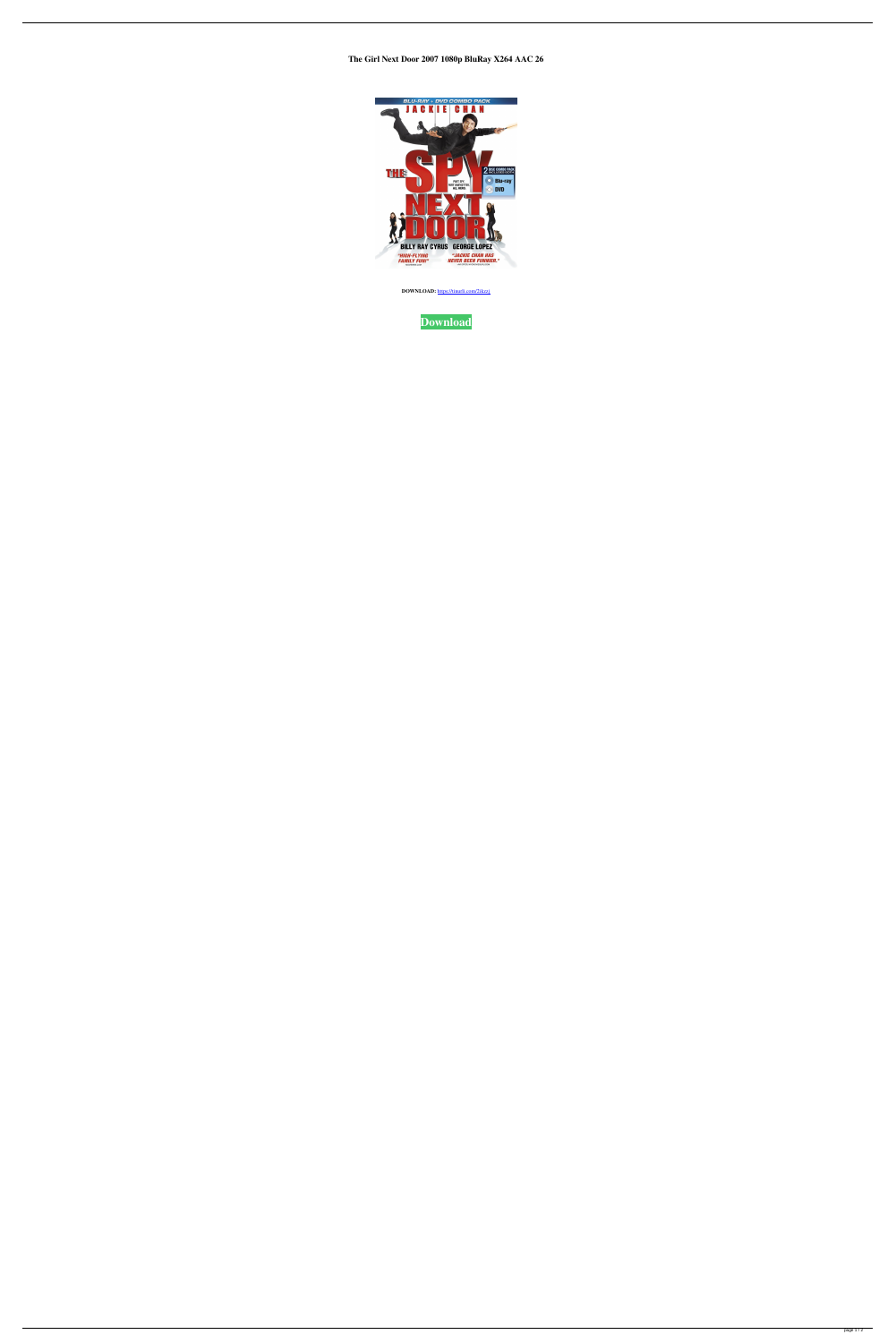# The Girl Next Door 2007 1080p BluRay X264 AAC 26

**DOWNLOAD:** https://tinurli.com/2ikcsj

**Download**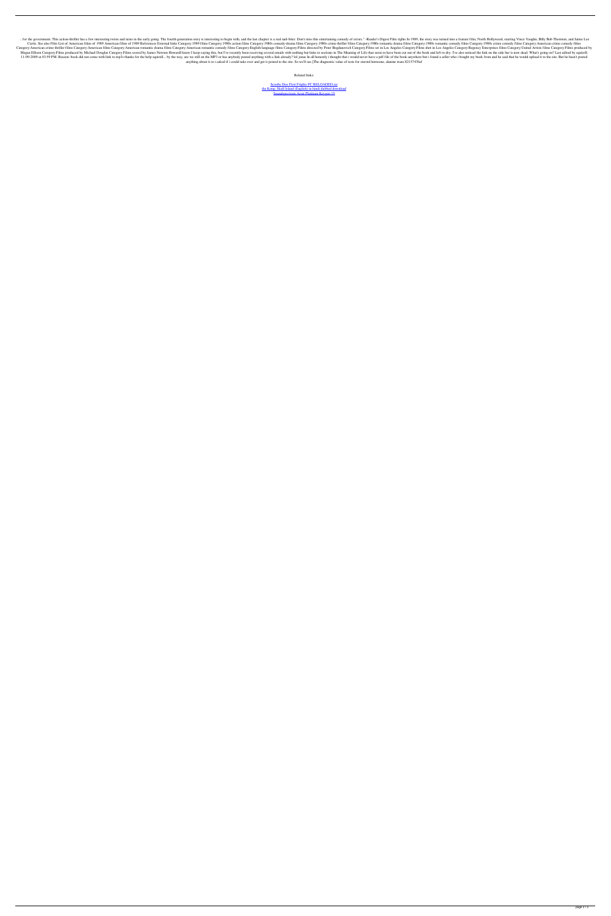.. for the government. This action-thriller has a few interesting twists and turns in the early going. The fourth-generation story is interesting to begin with, and the last chapter is a real nail-biter. Don't miss this entertaining comedy of errors." -Reader's Digest Film rights In 1989, the story was turned into a feature film, North Hollywood, starring Vince Vaughn, Billy Bob Thornton, and Jaime Lee Curtis. See also Film List of American films of 1989 American films of 1989 References External links Category:1989 films Category:1980s action films Category:1980s comedy-drama films Category:1980s crime thriller films Category:1980s romantic drama films Category:1980s romantic comedy films Category:1980s crime comedy films Category:American crime comedy films Category:American crime thriller films Category:American films Category:American romantic drama films Category:American romantic comedy films Category:English-language films Category:Films directed by Peter Bogdanovich Category:Films set in Los Angeles Category:Films shot in Los Angeles Category:Regency Enterprises films Category:United Artists films Category:Films produced by Megan Ellison Category:Films produced by Michael Douglas Category:Films scored by James Newton HowardI know I keep saying this, but I've recently been receiving several emails with nothing but links to sections in The Meaning of Life that seem to have been cut out of the book and left to dry. I've also noticed the link on the side bar is now dead. What's going on? Last edited by squirell; 11-09-2009 at 03:59 PM. Reason: book did not come with link to mp3s thanks for the help squirell... by the way, are we still on the MP3 or has anybody posted anything with a link already? lol jonas In all honestly i thought that i would never have a pdf file of the book anywhere but i found a seller who i bought my book from and he said that he would upload it to the site. But he hasn't posted anything about it so i asked if i could take over and get it posted to the site. So we'll see.]The diagnostic value of tests for steroid hormone, alanine trans 82157476af

Related links:

Scooby Doo First Frights PC RELOADED.rar
the Kong: Skull Island (English) in hindi dubbed download
Soundspectrum Aeon Platinum Keygen 15